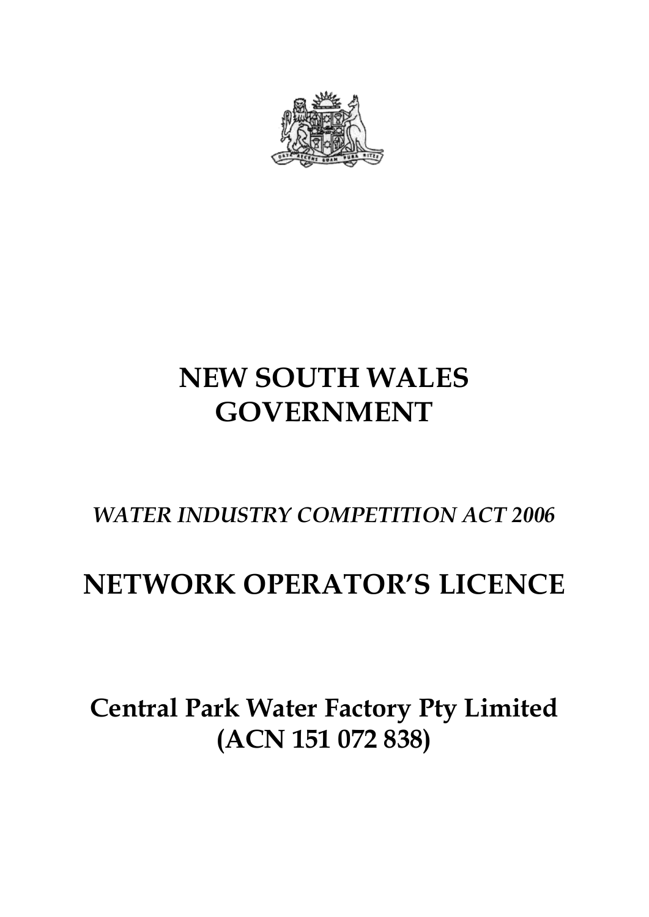# NEW SOUTH WALES GOVERNMENT

*WATER INDUSTRY COMPETITION ACT 2006*

# NETWORK OPERATOR'S LICENCE

# Central Park Water Factory Pty Limited (ACN 151 072 838)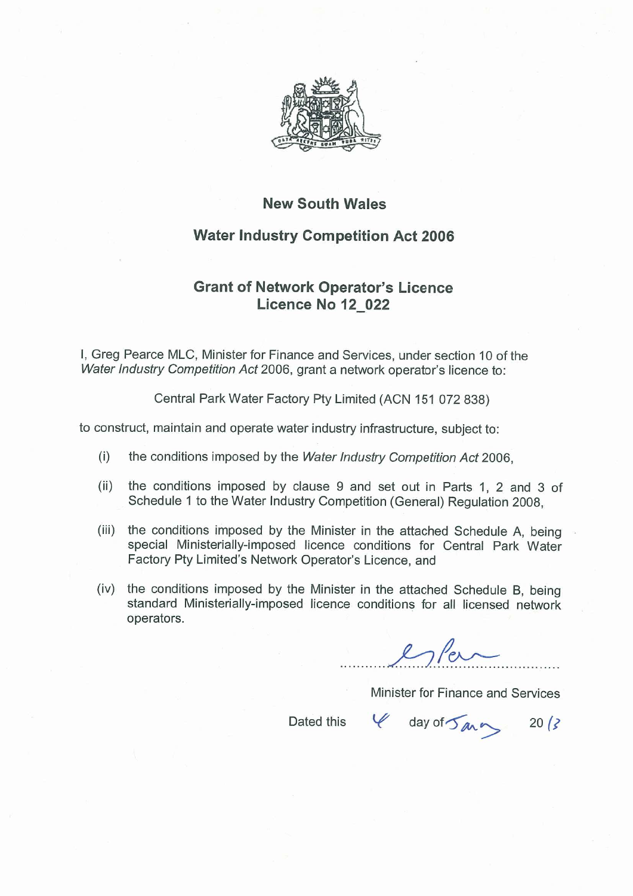# New South Wales

## Water Industry Competition Act 2006

## Grant of Network Operator's Licence
## Licence No 12_022

I, Greg Pearce MLC, Minister for Finance and Services, under section 10 of the *Water Industry Competition Act* 2006, grant a network operator's licence to:

Central Park Water Factory Pty Limited (ACN 151 072 838)

to construct, maintain and operate water industry infrastructure, subject to:

(i) the conditions imposed by the *Water Industry Competition Act* 2006,

(ii) the conditions imposed by clause 9 and set out in Parts 1, 2 and 3 of Schedule 1 to the Water Industry Competition (General) Regulation 2008,

(iii) the conditions imposed by the Minister in the attached Schedule A, being special Ministerially-imposed licence conditions for Central Park Water Factory Pty Limited's Network Operator's Licence, and

(iv) the conditions imposed by the Minister in the attached Schedule B, being standard Ministerially-imposed licence conditions for all licensed network operators.

.....................................................

Minister for Finance and Services

Dated this 4 day of Jan 2013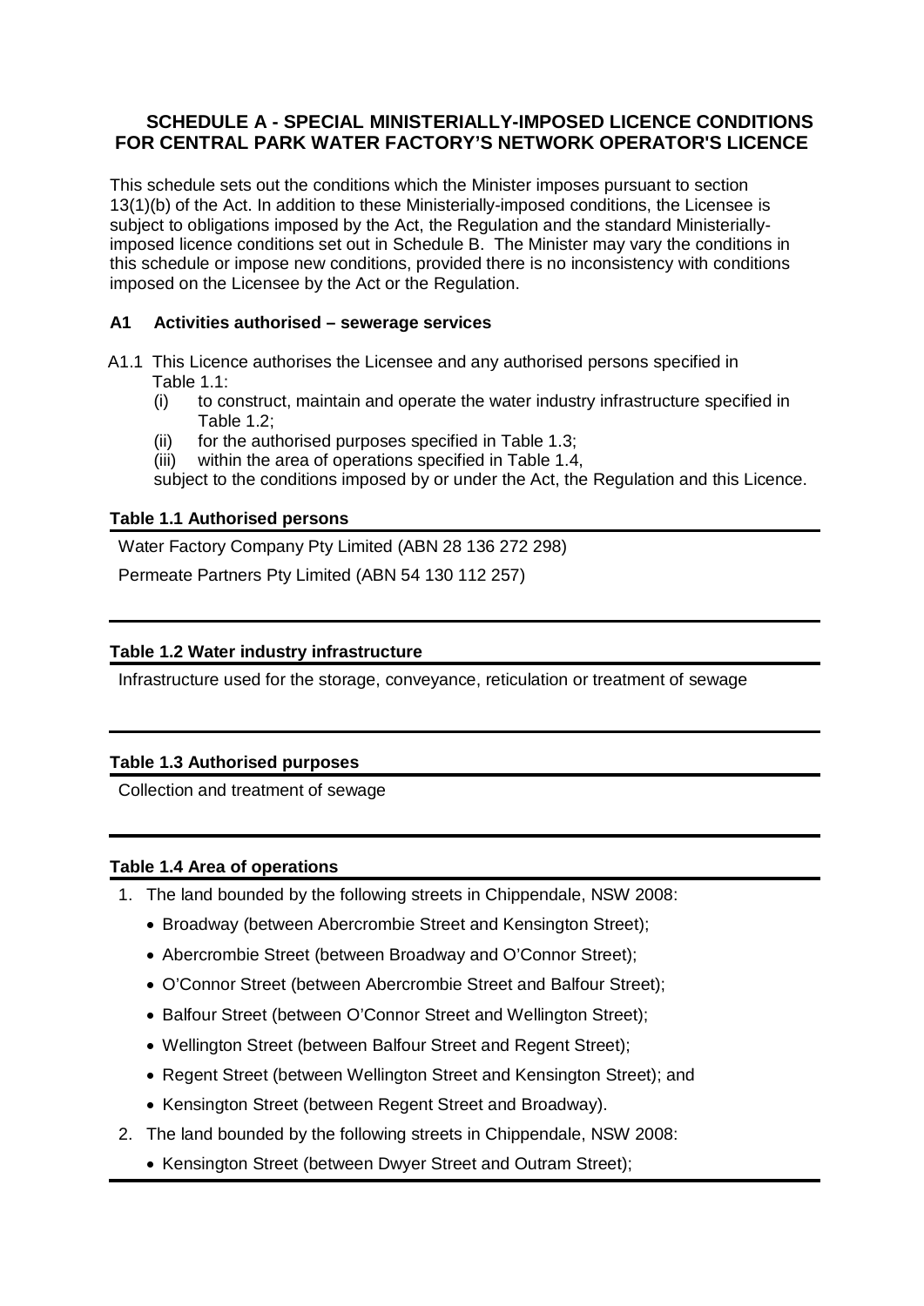## SCHEDULE A - SPECIAL MINISTERIALLY-IMPOSED LICENCE CONDITIONS FOR CENTRAL PARK WATER FACTORY'S NETWORK OPERATOR'S LICENCE

This schedule sets out the conditions which the Minister imposes pursuant to section 13(1)(b) of the Act. In addition to these Ministerially-imposed conditions, the Licensee is subject to obligations imposed by the Act, the Regulation and the standard Ministerially-imposed licence conditions set out in Schedule B. The Minister may vary the conditions in this schedule or impose new conditions, provided there is no inconsistency with conditions imposed on the Licensee by the Act or the Regulation.

### A1 Activities authorised – sewerage services

A1.1 This Licence authorises the Licensee and any authorised persons specified in Table 1.1:

- (i) to construct, maintain and operate the water industry infrastructure specified in Table 1.2;
- (ii) for the authorised purposes specified in Table 1.3;
- (iii) within the area of operations specified in Table 1.4,

subject to the conditions imposed by or under the Act, the Regulation and this Licence.

| Table 1.1 Authorised persons |
| --- |
| Water Factory Company Pty Limited (ABN 28 136 272 298) |
| Permeate Partners Pty Limited (ABN 54 130 112 257) |

| Table 1.2 Water industry infrastructure |
| --- |
| Infrastructure used for the storage, conveyance, reticulation or treatment of sewage |

| Table 1.3 Authorised purposes |
| --- |
| Collection and treatment of sewage |

**Table 1.4 Area of operations**

1. The land bounded by the following streets in Chippendale, NSW 2008:
   - Broadway (between Abercrombie Street and Kensington Street);
   - Abercrombie Street (between Broadway and O'Connor Street);
   - O'Connor Street (between Abercrombie Street and Balfour Street);
   - Balfour Street (between O'Connor Street and Wellington Street);
   - Wellington Street (between Balfour Street and Regent Street);
   - Regent Street (between Wellington Street and Kensington Street); and
   - Kensington Street (between Regent Street and Broadway).
2. The land bounded by the following streets in Chippendale, NSW 2008:
   - Kensington Street (between Dwyer Street and Outram Street);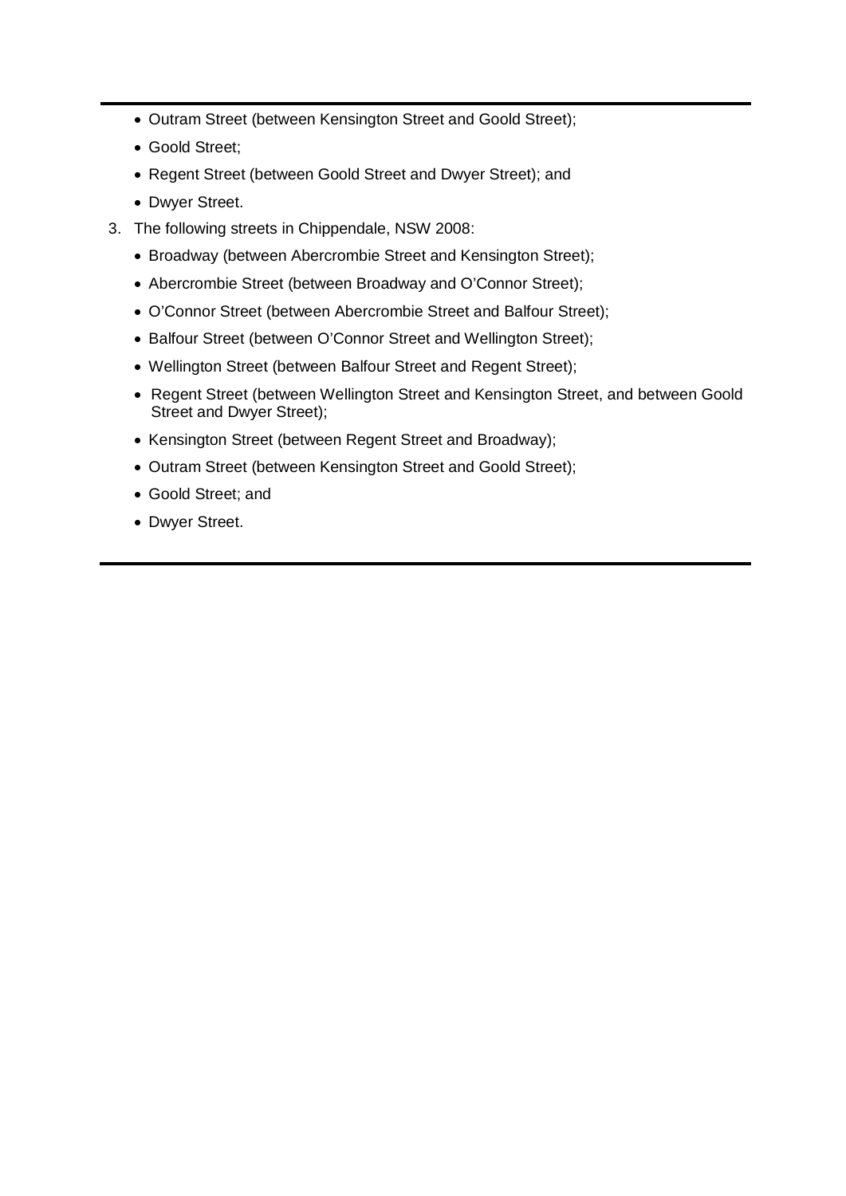- Outram Street (between Kensington Street and Goold Street);
- Goold Street;
- Regent Street (between Goold Street and Dwyer Street); and
- Dwyer Street.

3. The following streets in Chippendale, NSW 2008:
    - Broadway (between Abercrombie Street and Kensington Street);
    - Abercrombie Street (between Broadway and O'Connor Street);
    - O'Connor Street (between Abercrombie Street and Balfour Street);
    - Balfour Street (between O'Connor Street and Wellington Street);
    - Wellington Street (between Balfour Street and Regent Street);
    - Regent Street (between Wellington Street and Kensington Street, and between Goold Street and Dwyer Street);
    - Kensington Street (between Regent Street and Broadway);
    - Outram Street (between Kensington Street and Goold Street);
    - Goold Street; and
    - Dwyer Street.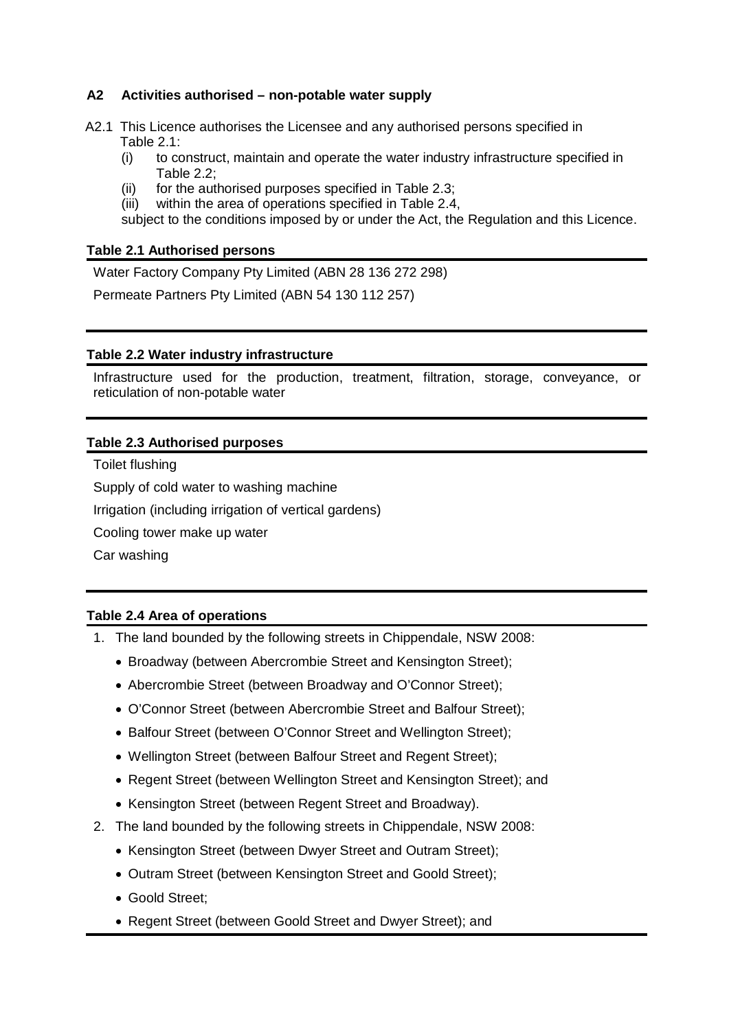## A2 Activities authorised – non-potable water supply

A2.1 This Licence authorises the Licensee and any authorised persons specified in Table 2.1:

(i) to construct, maintain and operate the water industry infrastructure specified in Table 2.2;

(ii) for the authorised purposes specified in Table 2.3;

(iii) within the area of operations specified in Table 2.4,

subject to the conditions imposed by or under the Act, the Regulation and this Licence.

| **Table 2.1 Authorised persons** |
|---|
| Water Factory Company Pty Limited (ABN 28 136 272 298) |
| Permeate Partners Pty Limited (ABN 54 130 112 257) |

| **Table 2.2 Water industry infrastructure** |
|---|
| Infrastructure used for the production, treatment, filtration, storage, conveyance, or reticulation of non-potable water |

| **Table 2.3 Authorised purposes** |
|---|
| Toilet flushing |
| Supply of cold water to washing machine |
| Irrigation (including irrigation of vertical gardens) |
| Cooling tower make up water |
| Car washing |

**Table 2.4 Area of operations**

1. The land bounded by the following streets in Chippendale, NSW 2008:
   - Broadway (between Abercrombie Street and Kensington Street);
   - Abercrombie Street (between Broadway and O'Connor Street);
   - O'Connor Street (between Abercrombie Street and Balfour Street);
   - Balfour Street (between O'Connor Street and Wellington Street);
   - Wellington Street (between Balfour Street and Regent Street);
   - Regent Street (between Wellington Street and Kensington Street); and
   - Kensington Street (between Regent Street and Broadway).
2. The land bounded by the following streets in Chippendale, NSW 2008:
   - Kensington Street (between Dwyer Street and Outram Street);
   - Outram Street (between Kensington Street and Goold Street);
   - Goold Street;
   - Regent Street (between Goold Street and Dwyer Street); and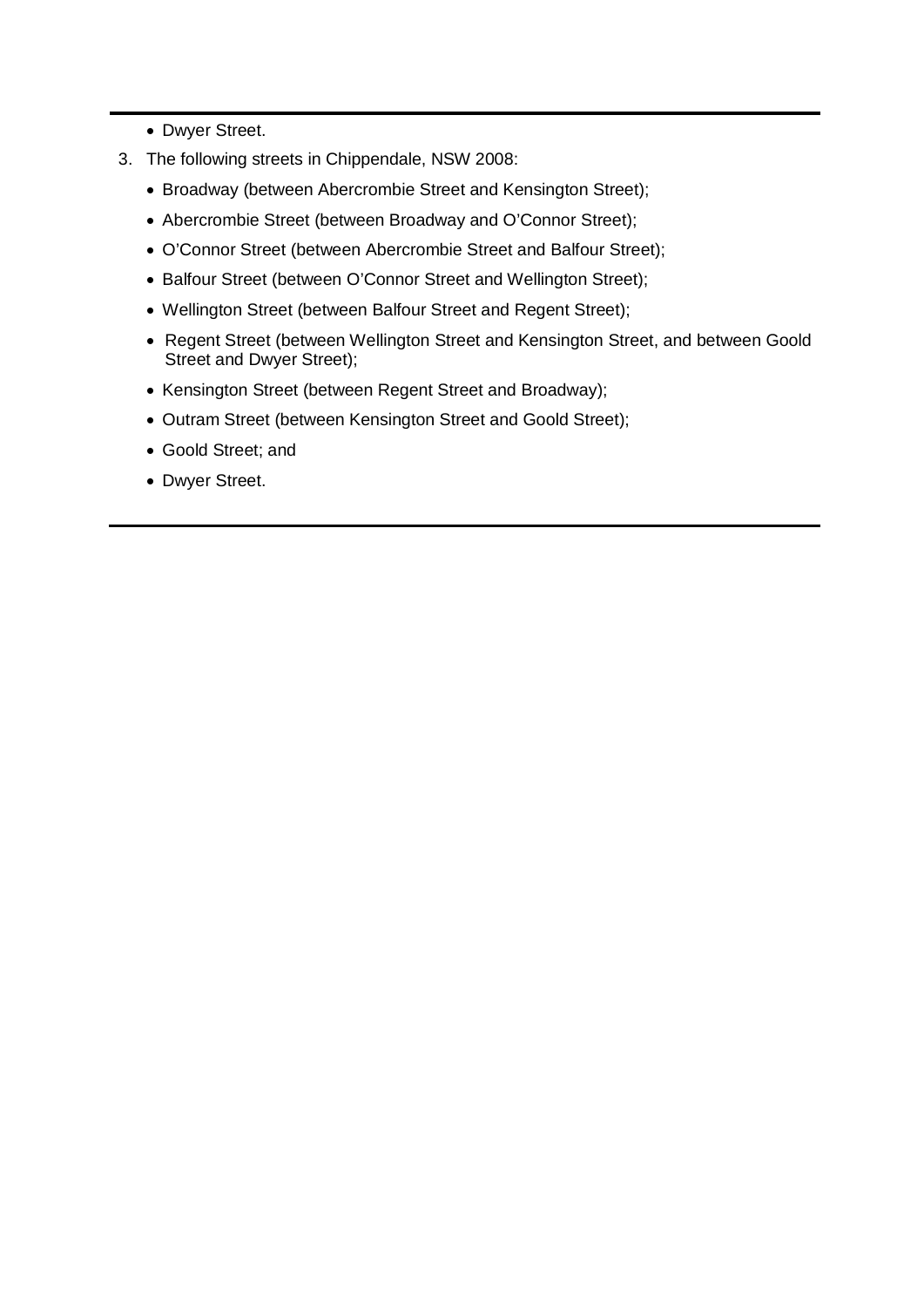- Dwyer Street.

3. The following streets in Chippendale, NSW 2008:
   - Broadway (between Abercrombie Street and Kensington Street);
   - Abercrombie Street (between Broadway and O'Connor Street);
   - O'Connor Street (between Abercrombie Street and Balfour Street);
   - Balfour Street (between O'Connor Street and Wellington Street);
   - Wellington Street (between Balfour Street and Regent Street);
   - Regent Street (between Wellington Street and Kensington Street, and between Goold Street and Dwyer Street);
   - Kensington Street (between Regent Street and Broadway);
   - Outram Street (between Kensington Street and Goold Street);
   - Goold Street; and
   - Dwyer Street.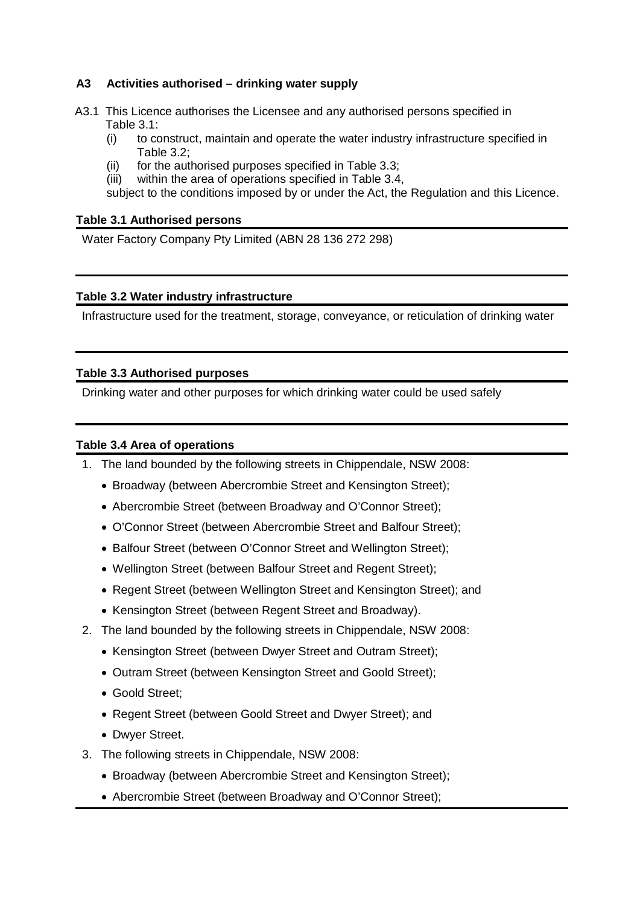### A3 Activities authorised – drinking water supply

A3.1 This Licence authorises the Licensee and any authorised persons specified in Table 3.1:

(i) to construct, maintain and operate the water industry infrastructure specified in Table 3.2;

(ii) for the authorised purposes specified in Table 3.3;

(iii) within the area of operations specified in Table 3.4,

subject to the conditions imposed by or under the Act, the Regulation and this Licence.

| Table 3.1 Authorised persons |
|---|
| Water Factory Company Pty Limited (ABN 28 136 272 298) |

| Table 3.2 Water industry infrastructure |
|---|
| Infrastructure used for the treatment, storage, conveyance, or reticulation of drinking water |

| Table 3.3 Authorised purposes |
|---|
| Drinking water and other purposes for which drinking water could be used safely |

**Table 3.4 Area of operations**

1. The land bounded by the following streets in Chippendale, NSW 2008:
   - Broadway (between Abercrombie Street and Kensington Street);
   - Abercrombie Street (between Broadway and O'Connor Street);
   - O'Connor Street (between Abercrombie Street and Balfour Street);
   - Balfour Street (between O'Connor Street and Wellington Street);
   - Wellington Street (between Balfour Street and Regent Street);
   - Regent Street (between Wellington Street and Kensington Street); and
   - Kensington Street (between Regent Street and Broadway).
2. The land bounded by the following streets in Chippendale, NSW 2008:
   - Kensington Street (between Dwyer Street and Outram Street);
   - Outram Street (between Kensington Street and Goold Street);
   - Goold Street;
   - Regent Street (between Goold Street and Dwyer Street); and
   - Dwyer Street.
3. The following streets in Chippendale, NSW 2008:
   - Broadway (between Abercrombie Street and Kensington Street);
   - Abercrombie Street (between Broadway and O'Connor Street);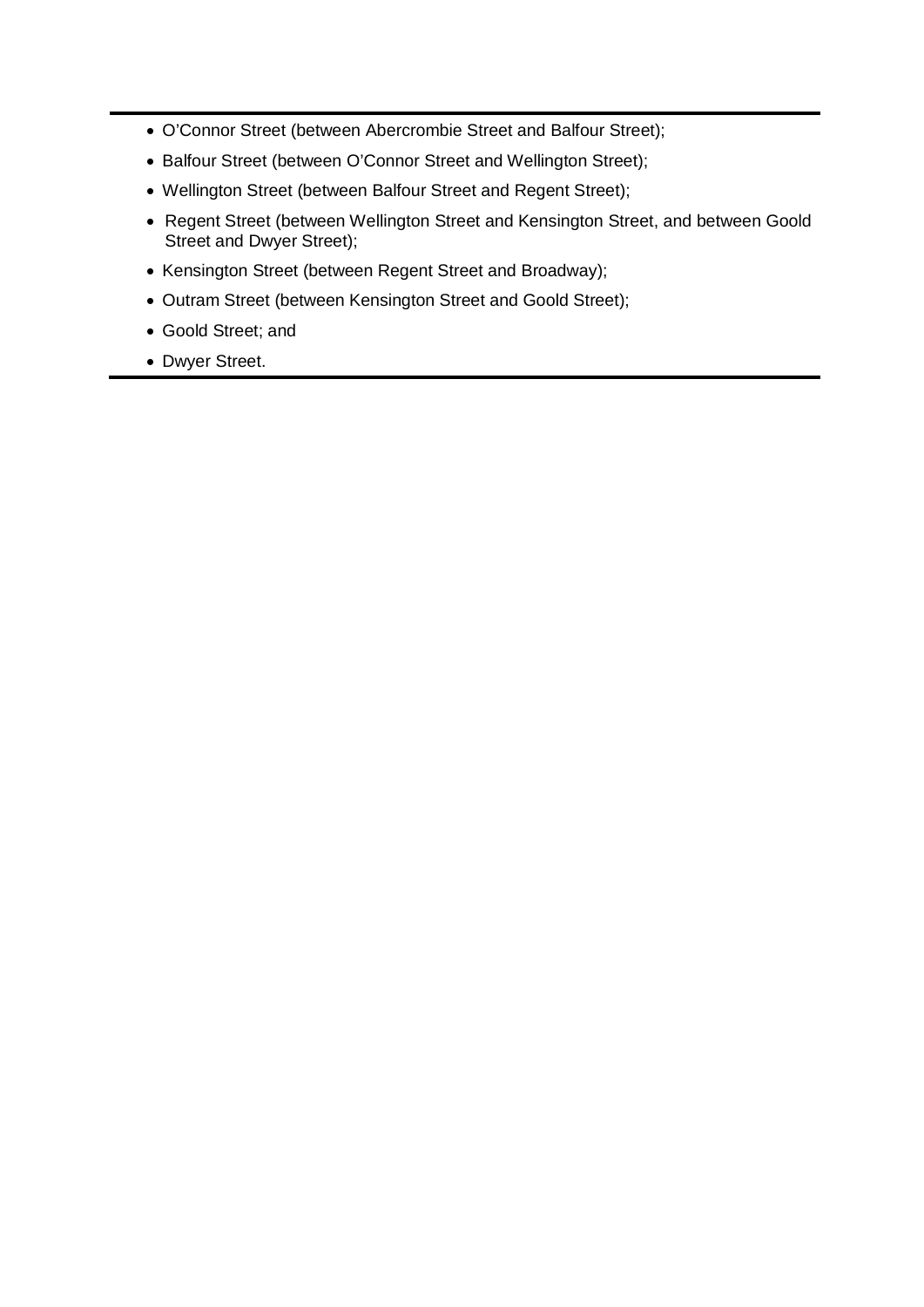- O'Connor Street (between Abercrombie Street and Balfour Street);
- Balfour Street (between O'Connor Street and Wellington Street);
- Wellington Street (between Balfour Street and Regent Street);
- Regent Street (between Wellington Street and Kensington Street, and between Goold Street and Dwyer Street);
- Kensington Street (between Regent Street and Broadway);
- Outram Street (between Kensington Street and Goold Street);
- Goold Street; and
- Dwyer Street.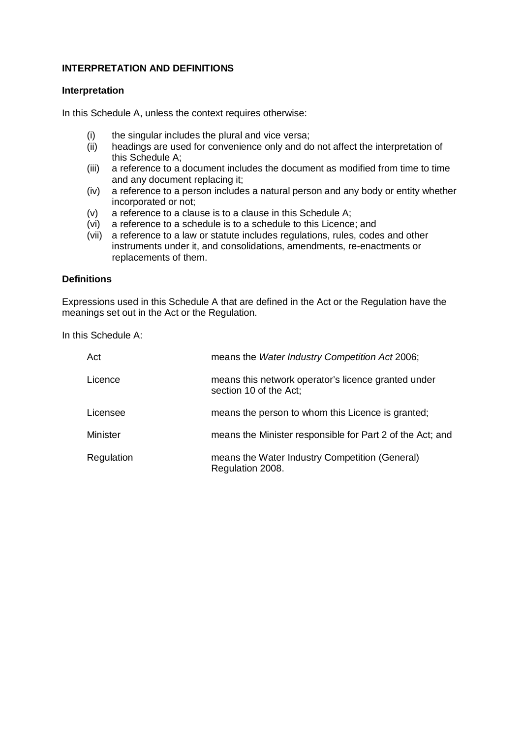## INTERPRETATION AND DEFINITIONS

### Interpretation

In this Schedule A, unless the context requires otherwise:

- (i) the singular includes the plural and vice versa;
- (ii) headings are used for convenience only and do not affect the interpretation of this Schedule A;
- (iii) a reference to a document includes the document as modified from time to time and any document replacing it;
- (iv) a reference to a person includes a natural person and any body or entity whether incorporated or not;
- (v) a reference to a clause is to a clause in this Schedule A;
- (vi) a reference to a schedule is to a schedule to this Licence; and
- (vii) a reference to a law or statute includes regulations, rules, codes and other instruments under it, and consolidations, amendments, re-enactments or replacements of them.

### Definitions

Expressions used in this Schedule A that are defined in the Act or the Regulation have the meanings set out in the Act or the Regulation.

In this Schedule A:

| | |
|---|---|
| Act | means the *Water Industry Competition Act* 2006; |
| Licence | means this network operator's licence granted under section 10 of the Act; |
| Licensee | means the person to whom this Licence is granted; |
| Minister | means the Minister responsible for Part 2 of the Act; and |
| Regulation | means the Water Industry Competition (General) Regulation 2008. |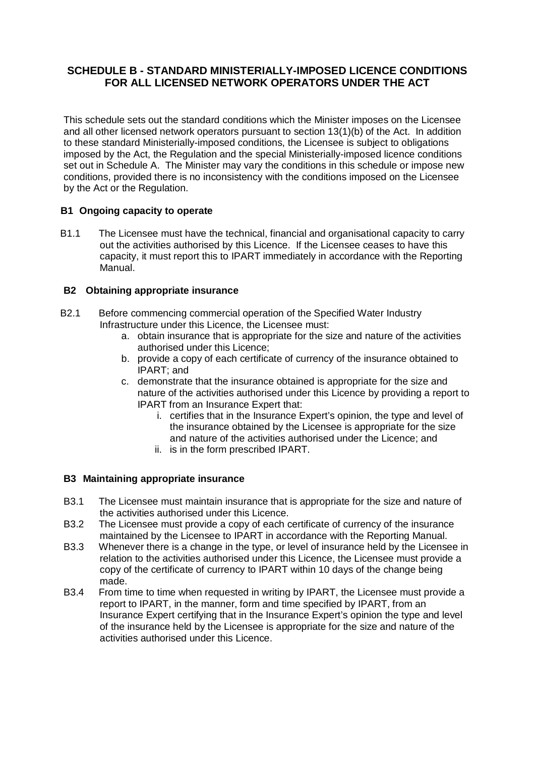# SCHEDULE B - STANDARD MINISTERIALLY-IMPOSED LICENCE CONDITIONS FOR ALL LICENSED NETWORK OPERATORS UNDER THE ACT

This schedule sets out the standard conditions which the Minister imposes on the Licensee and all other licensed network operators pursuant to section 13(1)(b) of the Act. In addition to these standard Ministerially-imposed conditions, the Licensee is subject to obligations imposed by the Act, the Regulation and the special Ministerially-imposed licence conditions set out in Schedule A. The Minister may vary the conditions in this schedule or impose new conditions, provided there is no inconsistency with the conditions imposed on the Licensee by the Act or the Regulation.

## B1 Ongoing capacity to operate

B1.1 The Licensee must have the technical, financial and organisational capacity to carry out the activities authorised by this Licence. If the Licensee ceases to have this capacity, it must report this to IPART immediately in accordance with the Reporting Manual.

## B2 Obtaining appropriate insurance

B2.1 Before commencing commercial operation of the Specified Water Industry Infrastructure under this Licence, the Licensee must:

a. obtain insurance that is appropriate for the size and nature of the activities authorised under this Licence;
b. provide a copy of each certificate of currency of the insurance obtained to IPART; and
c. demonstrate that the insurance obtained is appropriate for the size and nature of the activities authorised under this Licence by providing a report to IPART from an Insurance Expert that:
    i. certifies that in the Insurance Expert's opinion, the type and level of the insurance obtained by the Licensee is appropriate for the size and nature of the activities authorised under the Licence; and
    ii. is in the form prescribed IPART.

## B3 Maintaining appropriate insurance

B3.1 The Licensee must maintain insurance that is appropriate for the size and nature of the activities authorised under this Licence.

B3.2 The Licensee must provide a copy of each certificate of currency of the insurance maintained by the Licensee to IPART in accordance with the Reporting Manual.

B3.3 Whenever there is a change in the type, or level of insurance held by the Licensee in relation to the activities authorised under this Licence, the Licensee must provide a copy of the certificate of currency to IPART within 10 days of the change being made.

B3.4 From time to time when requested in writing by IPART, the Licensee must provide a report to IPART, in the manner, form and time specified by IPART, from an Insurance Expert certifying that in the Insurance Expert's opinion the type and level of the insurance held by the Licensee is appropriate for the size and nature of the activities authorised under this Licence.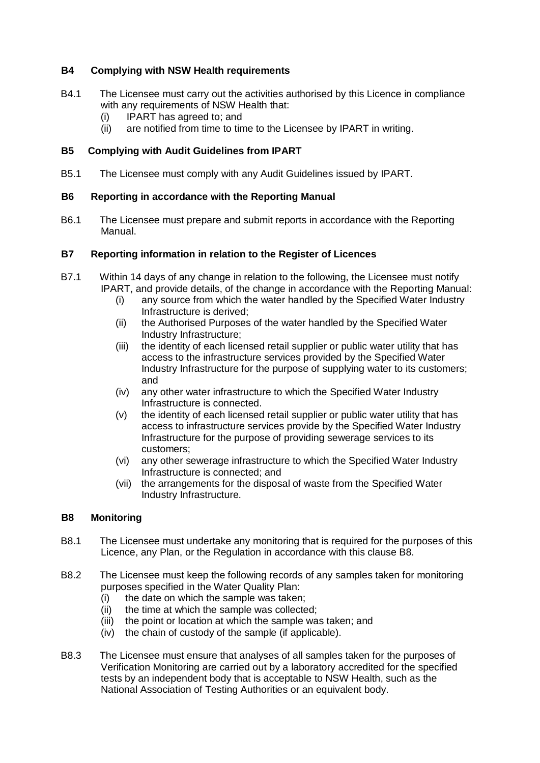## B4 Complying with NSW Health requirements

B4.1 The Licensee must carry out the activities authorised by this Licence in compliance with any requirements of NSW Health that:

(i) IPART has agreed to; and
(ii) are notified from time to time to the Licensee by IPART in writing.

## B5 Complying with Audit Guidelines from IPART

B5.1 The Licensee must comply with any Audit Guidelines issued by IPART.

## B6 Reporting in accordance with the Reporting Manual

B6.1 The Licensee must prepare and submit reports in accordance with the Reporting Manual.

## B7 Reporting information in relation to the Register of Licences

B7.1 Within 14 days of any change in relation to the following, the Licensee must notify IPART, and provide details, of the change in accordance with the Reporting Manual:

(i) any source from which the water handled by the Specified Water Industry Infrastructure is derived;
(ii) the Authorised Purposes of the water handled by the Specified Water Industry Infrastructure;
(iii) the identity of each licensed retail supplier or public water utility that has access to the infrastructure services provided by the Specified Water Industry Infrastructure for the purpose of supplying water to its customers; and
(iv) any other water infrastructure to which the Specified Water Industry Infrastructure is connected.
(v) the identity of each licensed retail supplier or public water utility that has access to infrastructure services provide by the Specified Water Industry Infrastructure for the purpose of providing sewerage services to its customers;
(vi) any other sewerage infrastructure to which the Specified Water Industry Infrastructure is connected; and
(vii) the arrangements for the disposal of waste from the Specified Water Industry Infrastructure.

## B8 Monitoring

B8.1 The Licensee must undertake any monitoring that is required for the purposes of this Licence, any Plan, or the Regulation in accordance with this clause B8.

B8.2 The Licensee must keep the following records of any samples taken for monitoring purposes specified in the Water Quality Plan:

(i) the date on which the sample was taken;
(ii) the time at which the sample was collected;
(iii) the point or location at which the sample was taken; and
(iv) the chain of custody of the sample (if applicable).

B8.3 The Licensee must ensure that analyses of all samples taken for the purposes of Verification Monitoring are carried out by a laboratory accredited for the specified tests by an independent body that is acceptable to NSW Health, such as the National Association of Testing Authorities or an equivalent body.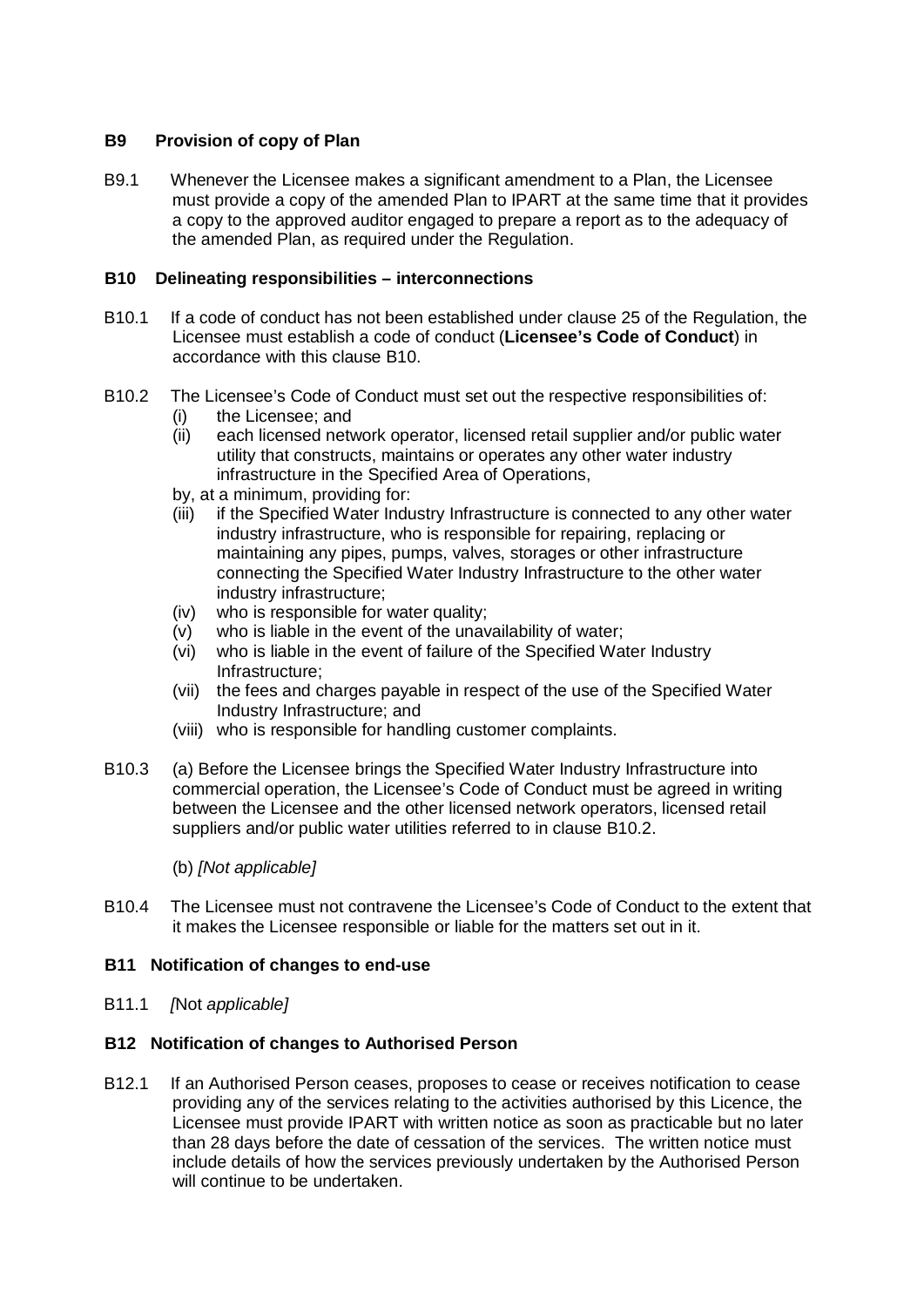## B9 Provision of copy of Plan

B9.1 Whenever the Licensee makes a significant amendment to a Plan, the Licensee must provide a copy of the amended Plan to IPART at the same time that it provides a copy to the approved auditor engaged to prepare a report as to the adequacy of the amended Plan, as required under the Regulation.

## B10 Delineating responsibilities – interconnections

B10.1 If a code of conduct has not been established under clause 25 of the Regulation, the Licensee must establish a code of conduct (**Licensee's Code of Conduct**) in accordance with this clause B10.

B10.2 The Licensee's Code of Conduct must set out the respective responsibilities of:

- (i) the Licensee; and
- (ii) each licensed network operator, licensed retail supplier and/or public water utility that constructs, maintains or operates any other water industry infrastructure in the Specified Area of Operations,

by, at a minimum, providing for:

- (iii) if the Specified Water Industry Infrastructure is connected to any other water industry infrastructure, who is responsible for repairing, replacing or maintaining any pipes, pumps, valves, storages or other infrastructure connecting the Specified Water Industry Infrastructure to the other water industry infrastructure;
- (iv) who is responsible for water quality;
- (v) who is liable in the event of the unavailability of water;
- (vi) who is liable in the event of failure of the Specified Water Industry Infrastructure;
- (vii) the fees and charges payable in respect of the use of the Specified Water Industry Infrastructure; and
- (viii) who is responsible for handling customer complaints.

B10.3 (a) Before the Licensee brings the Specified Water Industry Infrastructure into commercial operation, the Licensee's Code of Conduct must be agreed in writing between the Licensee and the other licensed network operators, licensed retail suppliers and/or public water utilities referred to in clause B10.2.

(b) *[Not applicable]*

B10.4 The Licensee must not contravene the Licensee's Code of Conduct to the extent that it makes the Licensee responsible or liable for the matters set out in it.

## B11 Notification of changes to end-use

B11.1 *[*Not *applicable]*

## B12 Notification of changes to Authorised Person

B12.1 If an Authorised Person ceases, proposes to cease or receives notification to cease providing any of the services relating to the activities authorised by this Licence, the Licensee must provide IPART with written notice as soon as practicable but no later than 28 days before the date of cessation of the services. The written notice must include details of how the services previously undertaken by the Authorised Person will continue to be undertaken.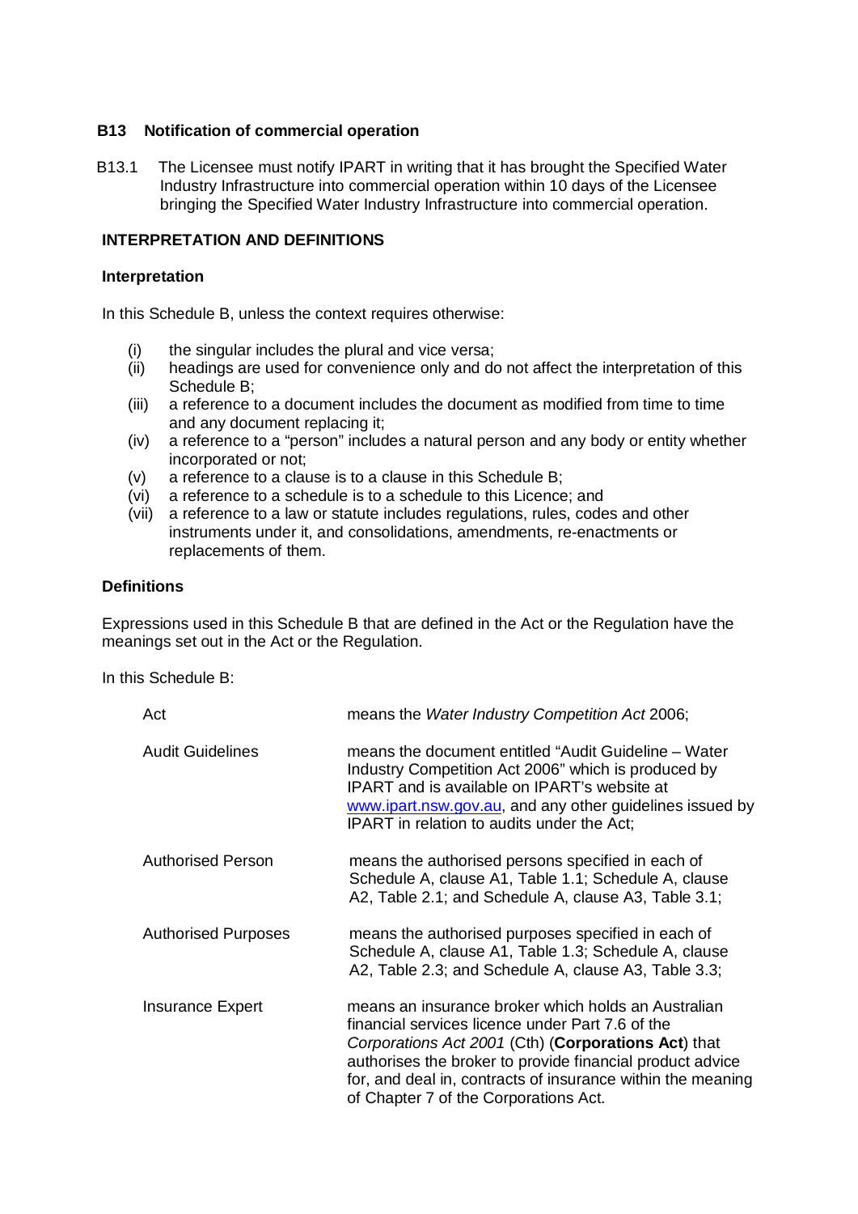### B13 Notification of commercial operation

B13.1 The Licensee must notify IPART in writing that it has brought the Specified Water Industry Infrastructure into commercial operation within 10 days of the Licensee bringing the Specified Water Industry Infrastructure into commercial operation.

## INTERPRETATION AND DEFINITIONS

### Interpretation

In this Schedule B, unless the context requires otherwise:

- (i) the singular includes the plural and vice versa;
- (ii) headings are used for convenience only and do not affect the interpretation of this Schedule B;
- (iii) a reference to a document includes the document as modified from time to time and any document replacing it;
- (iv) a reference to a "person" includes a natural person and any body or entity whether incorporated or not;
- (v) a reference to a clause is to a clause in this Schedule B;
- (vi) a reference to a schedule is to a schedule to this Licence; and
- (vii) a reference to a law or statute includes regulations, rules, codes and other instruments under it, and consolidations, amendments, re-enactments or replacements of them.

### Definitions

Expressions used in this Schedule B that are defined in the Act or the Regulation have the meanings set out in the Act or the Regulation.

In this Schedule B:

| | |
|---|---|
| Act | means the *Water Industry Competition Act* 2006; |
| Audit Guidelines | means the document entitled "Audit Guideline – Water Industry Competition Act 2006" which is produced by IPART and is available on IPART's website at www.ipart.nsw.gov.au, and any other guidelines issued by IPART in relation to audits under the Act; |
| Authorised Person | means the authorised persons specified in each of Schedule A, clause A1, Table 1.1; Schedule A, clause A2, Table 2.1; and Schedule A, clause A3, Table 3.1; |
| Authorised Purposes | means the authorised purposes specified in each of Schedule A, clause A1, Table 1.3; Schedule A, clause A2, Table 2.3; and Schedule A, clause A3, Table 3.3; |
| Insurance Expert | means an insurance broker which holds an Australian financial services licence under Part 7.6 of the *Corporations Act 2001* (Cth) (**Corporations Act**) that authorises the broker to provide financial product advice for, and deal in, contracts of insurance within the meaning of Chapter 7 of the Corporations Act. |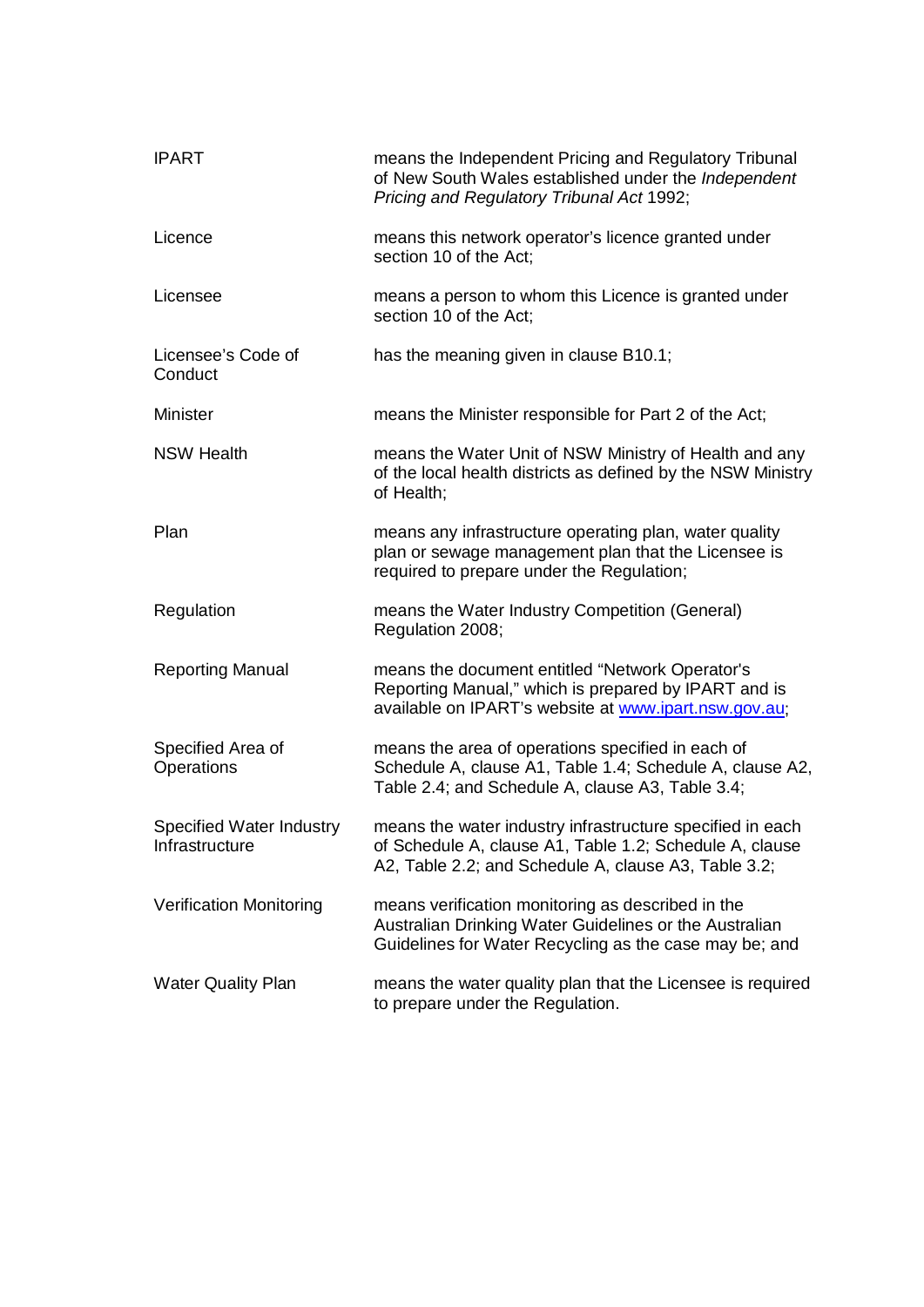| | |
|---|---|
| IPART | means the Independent Pricing and Regulatory Tribunal of New South Wales established under the *Independent Pricing and Regulatory Tribunal Act* 1992; |
| Licence | means this network operator's licence granted under section 10 of the Act; |
| Licensee | means a person to whom this Licence is granted under section 10 of the Act; |
| Licensee's Code of Conduct | has the meaning given in clause B10.1; |
| Minister | means the Minister responsible for Part 2 of the Act; |
| NSW Health | means the Water Unit of NSW Ministry of Health and any of the local health districts as defined by the NSW Ministry of Health; |
| Plan | means any infrastructure operating plan, water quality plan or sewage management plan that the Licensee is required to prepare under the Regulation; |
| Regulation | means the Water Industry Competition (General) Regulation 2008; |
| Reporting Manual | means the document entitled "Network Operator's Reporting Manual," which is prepared by IPART and is available on IPART's website at www.ipart.nsw.gov.au; |
| Specified Area of Operations | means the area of operations specified in each of Schedule A, clause A1, Table 1.4; Schedule A, clause A2, Table 2.4; and Schedule A, clause A3, Table 3.4; |
| Specified Water Industry Infrastructure | means the water industry infrastructure specified in each of Schedule A, clause A1, Table 1.2; Schedule A, clause A2, Table 2.2; and Schedule A, clause A3, Table 3.2; |
| Verification Monitoring | means verification monitoring as described in the Australian Drinking Water Guidelines or the Australian Guidelines for Water Recycling as the case may be; and |
| Water Quality Plan | means the water quality plan that the Licensee is required to prepare under the Regulation. |